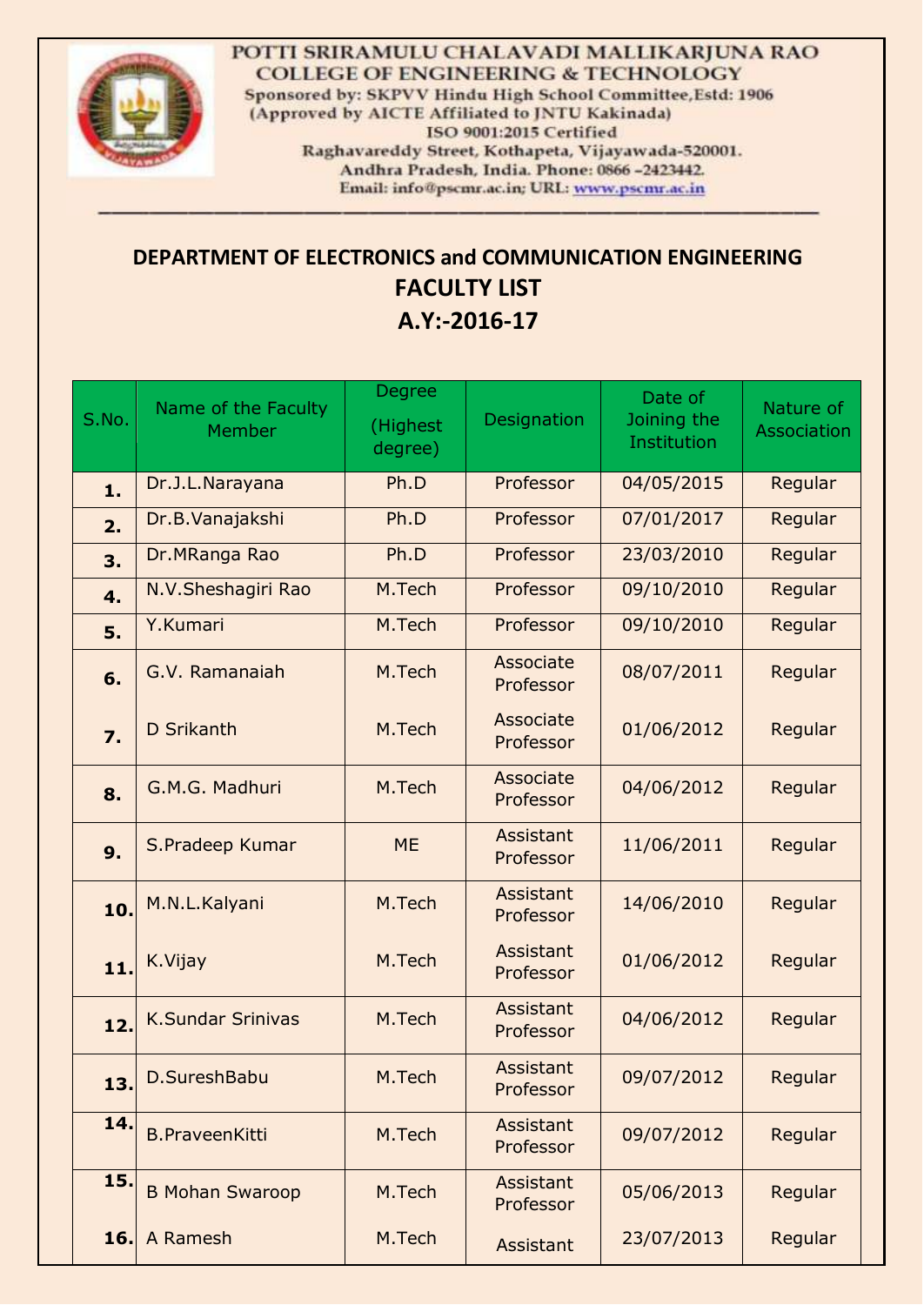POTTI SRIRAMULU CHALAVADI MALLIKARJUNA RAO
COLLEGE OF ENGINEERING & TECHNOLOGY
Sponsored by: SKPVV Hindu High School Committee,Estd: 1906
(Approved by AICTE Affiliated to JNTU Kakinada)
ISO 9001:2015 Certified
Raghavareddy Street, Kothapeta, Vijayawada-520001.
Andhra Pradesh, India. Phone: 0866 –2423442.
Email: info@pscmr.ac.in; URL: www.pscmr.ac.in

## DEPARTMENT OF ELECTRONICS and COMMUNICATION ENGINEERING
## FACULTY LIST
## A.Y:-2016-17

| S.No. | Name of the Faculty Member | Degree (Highest degree) | Designation | Date of Joining the Institution | Nature of Association |
|---|---|---|---|---|---|
| 1. | Dr.J.L.Narayana | Ph.D | Professor | 04/05/2015 | Regular |
| 2. | Dr.B.Vanajakshi | Ph.D | Professor | 07/01/2017 | Regular |
| 3. | Dr.MRanga Rao | Ph.D | Professor | 23/03/2010 | Regular |
| 4. | N.V.Sheshagiri Rao | M.Tech | Professor | 09/10/2010 | Regular |
| 5. | Y.Kumari | M.Tech | Professor | 09/10/2010 | Regular |
| 6. | G.V. Ramanaiah | M.Tech | Associate Professor | 08/07/2011 | Regular |
| 7. | D Srikanth | M.Tech | Associate Professor | 01/06/2012 | Regular |
| 8. | G.M.G. Madhuri | M.Tech | Associate Professor | 04/06/2012 | Regular |
| 9. | S.Pradeep Kumar | ME | Assistant Professor | 11/06/2011 | Regular |
| 10. | M.N.L.Kalyani | M.Tech | Assistant Professor | 14/06/2010 | Regular |
| 11. | K.Vijay | M.Tech | Assistant Professor | 01/06/2012 | Regular |
| 12. | K.Sundar Srinivas | M.Tech | Assistant Professor | 04/06/2012 | Regular |
| 13. | D.SureshBabu | M.Tech | Assistant Professor | 09/07/2012 | Regular |
| 14. | B.PraveenKitti | M.Tech | Assistant Professor | 09/07/2012 | Regular |
| 15. | B Mohan Swaroop | M.Tech | Assistant Professor | 05/06/2013 | Regular |
| 16. | A Ramesh | M.Tech | Assistant | 23/07/2013 | Regular |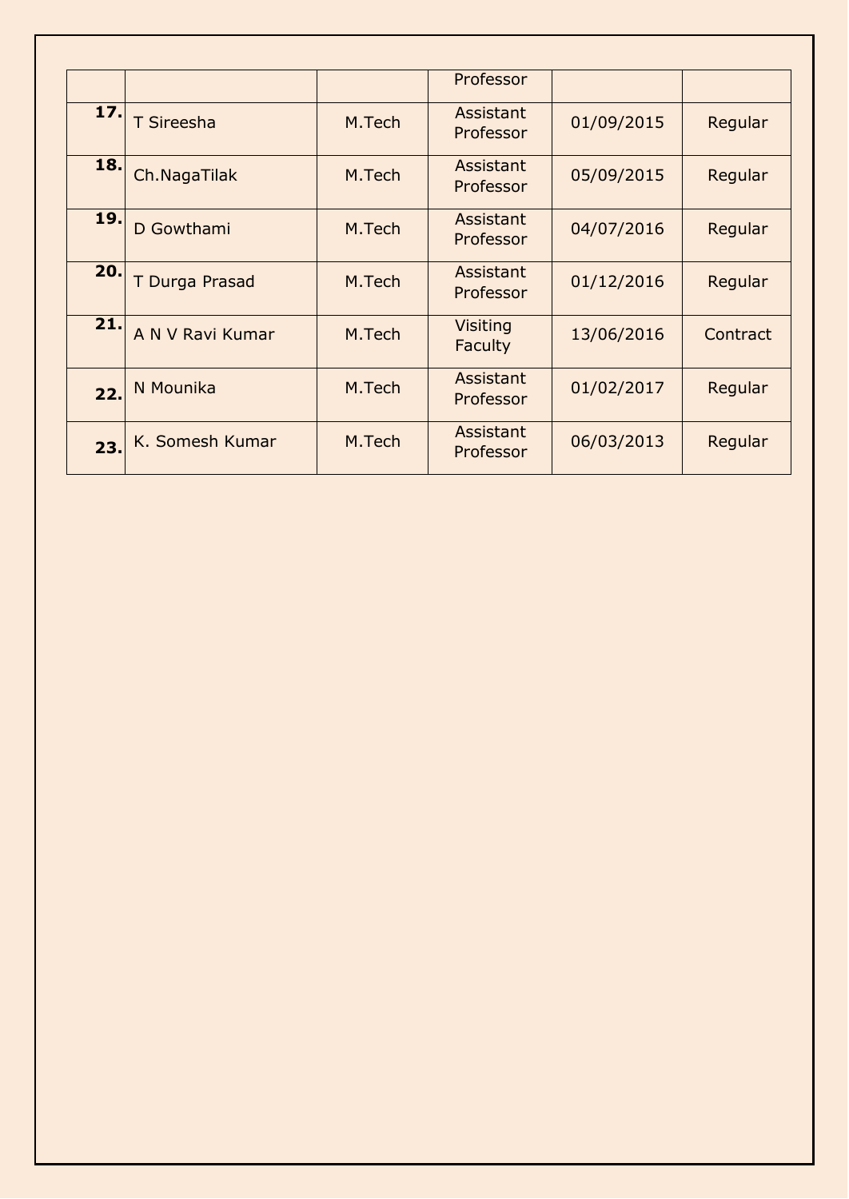| | | | | | |
|---|---|---|---|---|---|
| | | | Professor | | |
| **17.** | T Sireesha | M.Tech | Assistant Professor | 01/09/2015 | Regular |
| **18.** | Ch.NagaTilak | M.Tech | Assistant Professor | 05/09/2015 | Regular |
| **19.** | D Gowthami | M.Tech | Assistant Professor | 04/07/2016 | Regular |
| **20.** | T Durga Prasad | M.Tech | Assistant Professor | 01/12/2016 | Regular |
| **21.** | A N V Ravi Kumar | M.Tech | Visiting Faculty | 13/06/2016 | Contract |
| **22.** | N Mounika | M.Tech | Assistant Professor | 01/02/2017 | Regular |
| **23.** | K. Somesh Kumar | M.Tech | Assistant Professor | 06/03/2013 | Regular |